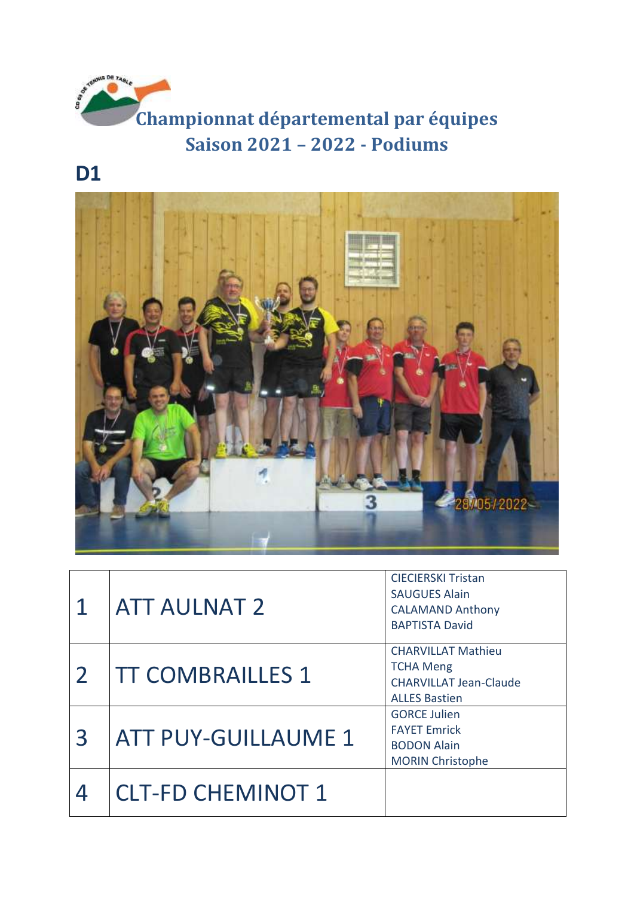# Championnat départemental par équipes
## Saison 2021 – 2022 - Podiums

## D1

| | | |
|---|---|---|
| 1 | ATT AULNAT 2 | CIECIERSKI Tristan<br>SAUGUES Alain<br>CALAMAND Anthony<br>BAPTISTA David |
| 2 | TT COMBRAILLES 1 | CHARVILLAT Mathieu<br>TCHA Meng<br>CHARVILLAT Jean-Claude<br>ALLES Bastien |
| 3 | ATT PUY-GUILLAUME 1 | GORCE Julien<br>FAYET Emrick<br>BODON Alain<br>MORIN Christophe |
| 4 | CLT-FD CHEMINOT 1 | |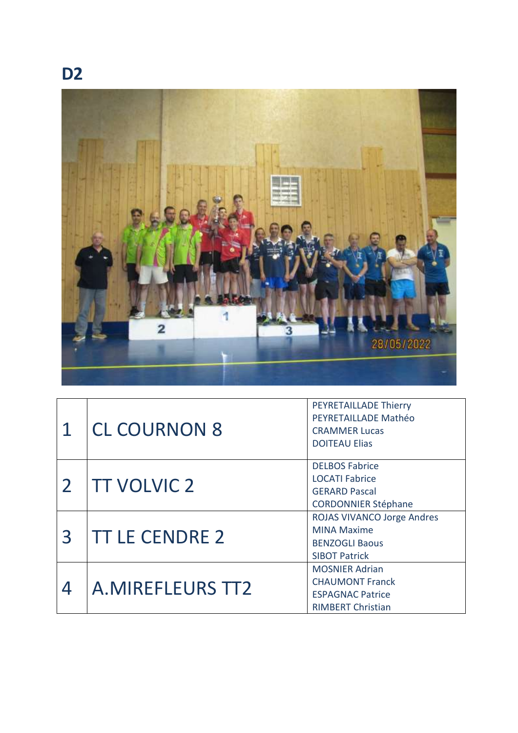# D2

| | | |
|---|---|---|
| 1 | CL COURNON 8 | PEYRETAILLADE Thierry<br>PEYRETAILLADE Mathéo<br>CRAMMER Lucas<br>DOITEAU Elias |
| 2 | TT VOLVIC 2 | DELBOS Fabrice<br>LOCATI Fabrice<br>GERARD Pascal<br>CORDONNIER Stéphane |
| 3 | TT LE CENDRE 2 | ROJAS VIVANCO Jorge Andres<br>MINA Maxime<br>BENZOGLI Baous<br>SIBOT Patrick |
| 4 | A.MIREFLEURS TT2 | MOSNIER Adrian<br>CHAUMONT Franck<br>ESPAGNAC Patrice<br>RIMBERT Christian |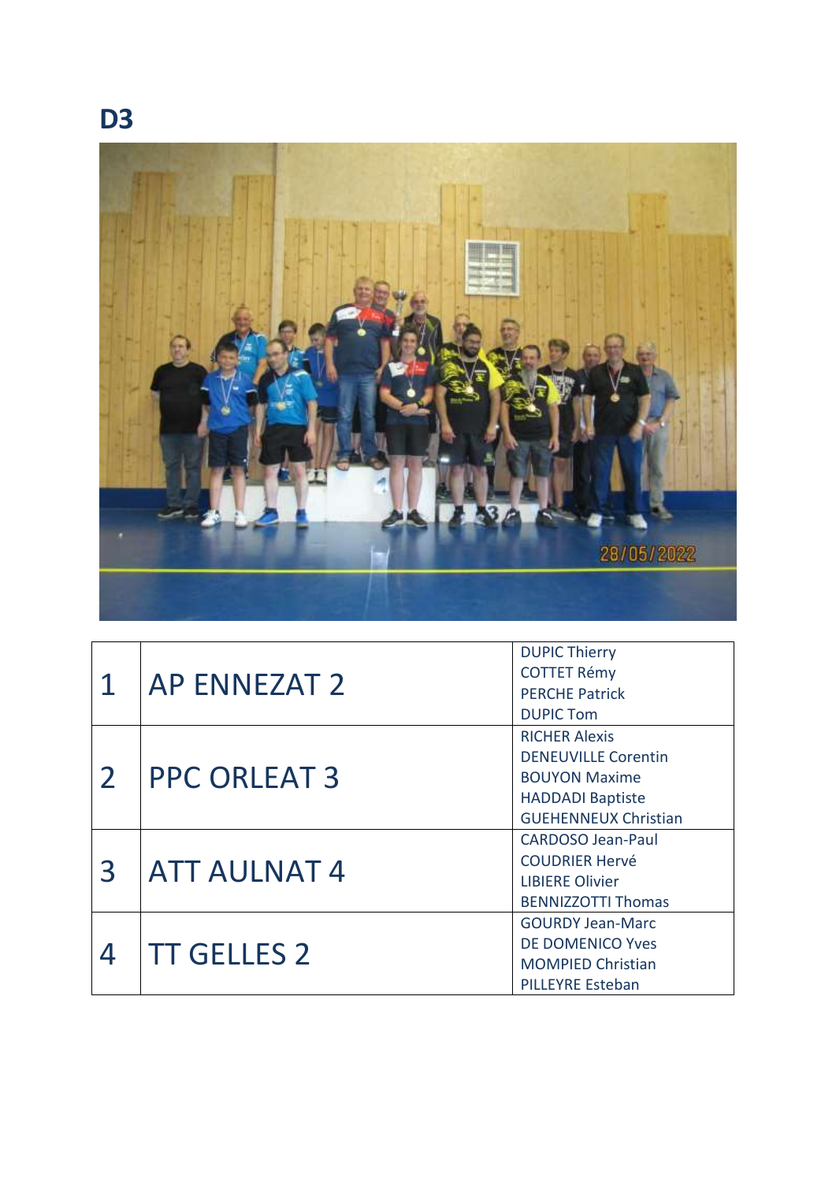# D3

| | | |
|---|---|---|
| 1 | AP ENNEZAT 2 | DUPIC Thierry<br>COTTET Rémy<br>PERCHE Patrick<br>DUPIC Tom |
| 2 | PPC ORLEAT 3 | RICHER Alexis<br>DENEUVILLE Corentin<br>BOUYON Maxime<br>HADDADI Baptiste<br>GUEHENNEUX Christian |
| 3 | ATT AULNAT 4 | CARDOSO Jean-Paul<br>COUDRIER Hervé<br>LIBIERE Olivier<br>BENNIZZOTTI Thomas |
| 4 | TT GELLES 2 | GOURDY Jean-Marc<br>DE DOMENICO Yves<br>MOMPIED Christian<br>PILLEYRE Esteban |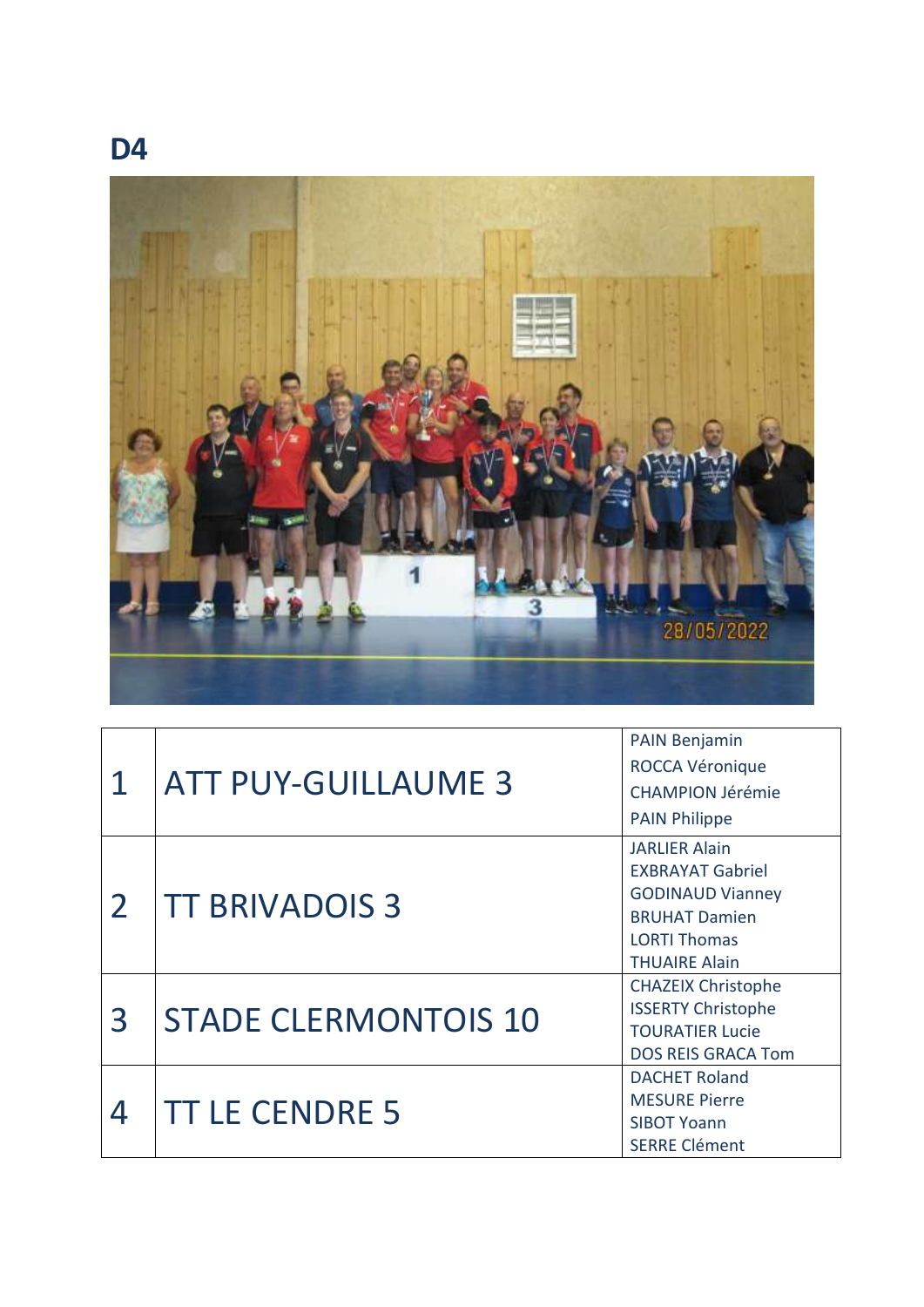## D4

| | | |
|---|---|---|
| 1 | ATT PUY-GUILLAUME 3 | PAIN Benjamin<br>ROCCA Véronique<br>CHAMPION Jérémie<br>PAIN Philippe |
| 2 | TT BRIVADOIS 3 | JARLIER Alain<br>EXBRAYAT Gabriel<br>GODINAUD Vianney<br>BRUHAT Damien<br>LORTI Thomas<br>THUAIRE Alain |
| 3 | STADE CLERMONTOIS 10 | CHAZEIX Christophe<br>ISSERTY Christophe<br>TOURATIER Lucie<br>DOS REIS GRACA Tom |
| 4 | TT LE CENDRE 5 | DACHET Roland<br>MESURE Pierre<br>SIBOT Yoann<br>SERRE Clément |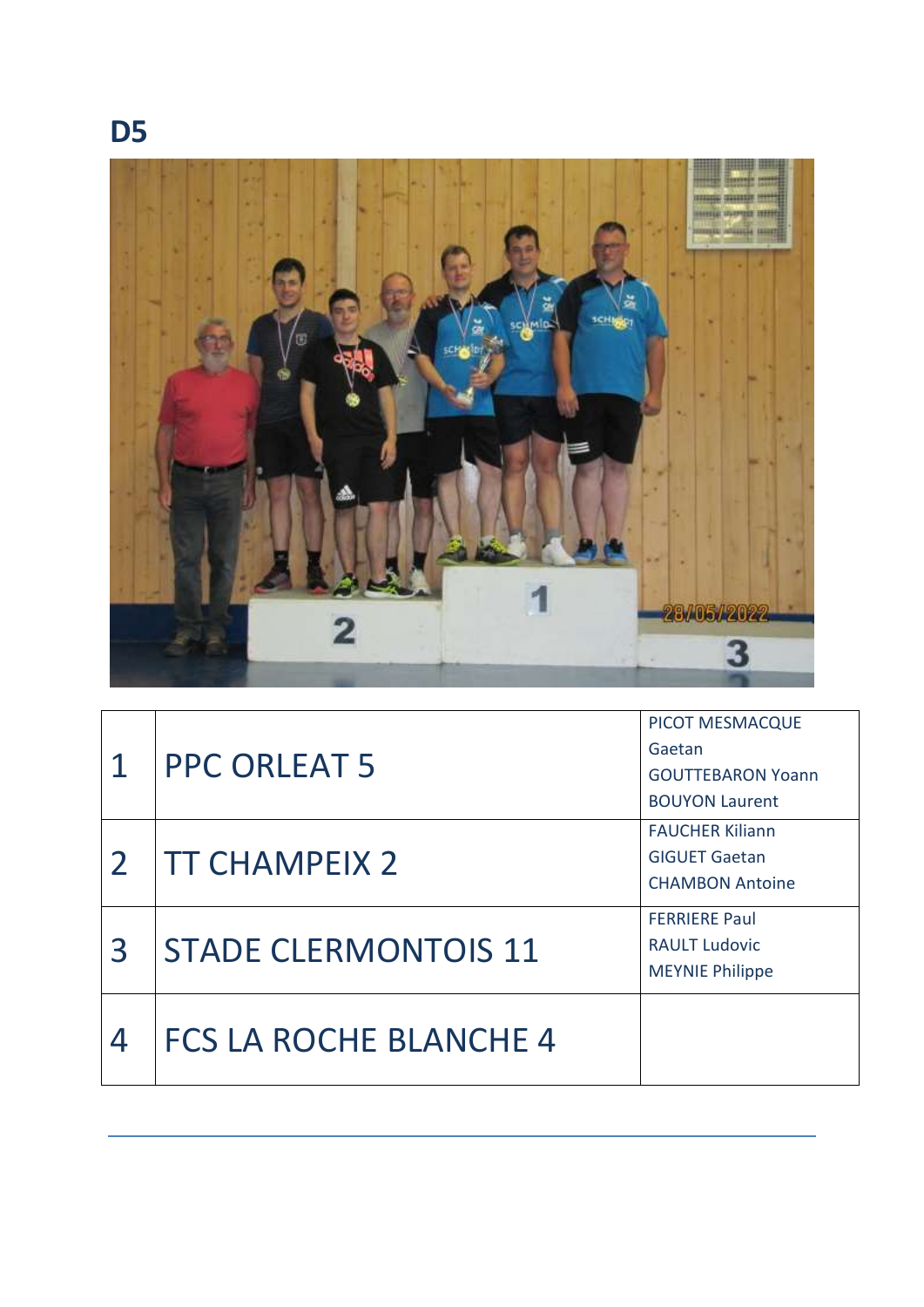# D5

| | | |
|---|---|---|
| 1 | PPC ORLEAT 5 | PICOT MESMACQUE Gaetan GOUTTEBARON Yoann BOUYON Laurent |
| 2 | TT CHAMPEIX 2 | FAUCHER Kiliann GIGUET Gaetan CHAMBON Antoine |
| 3 | STADE CLERMONTOIS 11 | FERRIERE Paul RAULT Ludovic MEYNIE Philippe |
| 4 | FCS LA ROCHE BLANCHE 4 | |